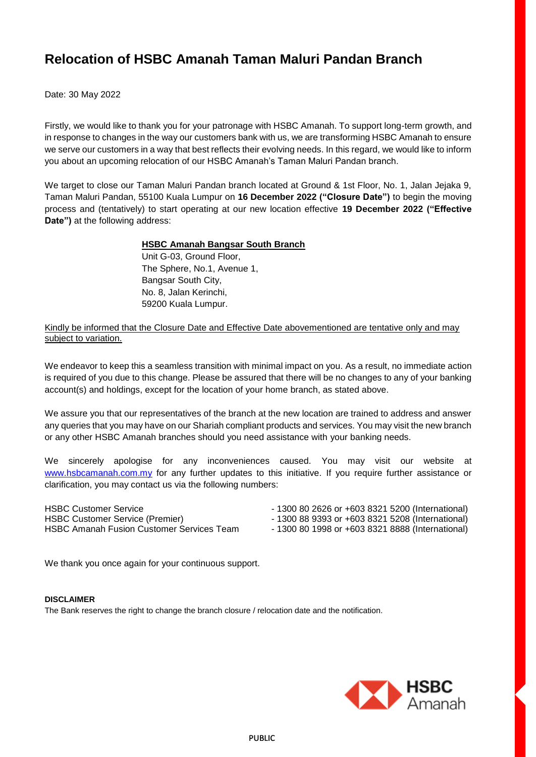# Relocation of HSBC Amanah Taman Maluri Pandan Branch

Date: 30 May 2022

Firstly, we would like to thank you for your patronage with HSBC Amanah. To support long-term growth, and in response to changes in the way our customers bank with us, we are transforming HSBC Amanah to ensure we serve our customers in a way that best reflects their evolving needs. In this regard, we would like to inform you about an upcoming relocation of our HSBC Amanah's Taman Maluri Pandan branch.

We target to close our Taman Maluri Pandan branch located at Ground & 1st Floor, No. 1, Jalan Jejaka 9, Taman Maluri Pandan, 55100 Kuala Lumpur on **16 December 2022 ("Closure Date")** to begin the moving process and (tentatively) to start operating at our new location effective **19 December 2022 ("Effective Date")** at the following address:

**HSBC Amanah Bangsar South Branch**
Unit G-03, Ground Floor,
The Sphere, No.1, Avenue 1,
Bangsar South City,
No. 8, Jalan Kerinchi,
59200 Kuala Lumpur.

Kindly be informed that the Closure Date and Effective Date abovementioned are tentative only and may subject to variation.

We endeavor to keep this a seamless transition with minimal impact on you. As a result, no immediate action is required of you due to this change. Please be assured that there will be no changes to any of your banking account(s) and holdings, except for the location of your home branch, as stated above.

We assure you that our representatives of the branch at the new location are trained to address and answer any queries that you may have on our Shariah compliant products and services. You may visit the new branch or any other HSBC Amanah branches should you need assistance with your banking needs.

We sincerely apologise for any inconveniences caused. You may visit our website at www.hsbcamanah.com.my for any further updates to this initiative. If you require further assistance or clarification, you may contact us via the following numbers:

HSBC Customer Service - 1300 80 2626 or +603 8321 5200 (International)
HSBC Customer Service (Premier) - 1300 88 9393 or +603 8321 5208 (International)
HSBC Amanah Fusion Customer Services Team - 1300 80 1998 or +603 8321 8888 (International)

We thank you once again for your continuous support.

**DISCLAIMER**
The Bank reserves the right to change the branch closure / relocation date and the notification.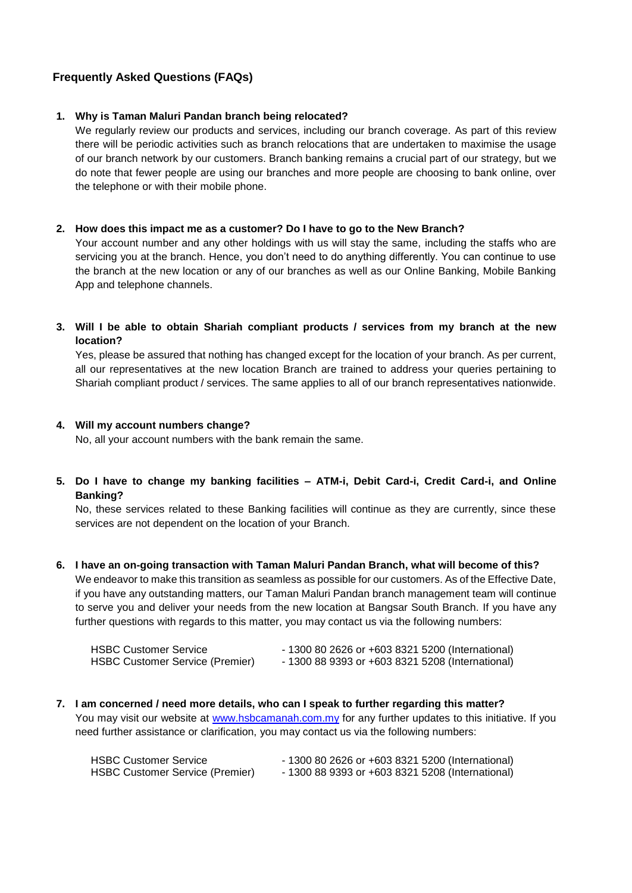## Frequently Asked Questions (FAQs)

1. **Why is Taman Maluri Pandan branch being relocated?**

   We regularly review our products and services, including our branch coverage. As part of this review there will be periodic activities such as branch relocations that are undertaken to maximise the usage of our branch network by our customers. Branch banking remains a crucial part of our strategy, but we do note that fewer people are using our branches and more people are choosing to bank online, over the telephone or with their mobile phone.

2. **How does this impact me as a customer? Do I have to go to the New Branch?**

   Your account number and any other holdings with us will stay the same, including the staffs who are servicing you at the branch. Hence, you don't need to do anything differently. You can continue to use the branch at the new location or any of our branches as well as our Online Banking, Mobile Banking App and telephone channels.

3. **Will I be able to obtain Shariah compliant products / services from my branch at the new location?**

   Yes, please be assured that nothing has changed except for the location of your branch. As per current, all our representatives at the new location Branch are trained to address your queries pertaining to Shariah compliant product / services. The same applies to all of our branch representatives nationwide.

4. **Will my account numbers change?**

   No, all your account numbers with the bank remain the same.

5. **Do I have to change my banking facilities – ATM-i, Debit Card-i, Credit Card-i, and Online Banking?**

   No, these services related to these Banking facilities will continue as they are currently, since these services are not dependent on the location of your Branch.

6. **I have an on-going transaction with Taman Maluri Pandan Branch, what will become of this?**

   We endeavor to make this transition as seamless as possible for our customers. As of the Effective Date, if you have any outstanding matters, our Taman Maluri Pandan branch management team will continue to serve you and deliver your needs from the new location at Bangsar South Branch. If you have any further questions with regards to this matter, you may contact us via the following numbers:

   | | |
   |---|---|
   | HSBC Customer Service | - 1300 80 2626 or +603 8321 5200 (International) |
   | HSBC Customer Service (Premier) | - 1300 88 9393 or +603 8321 5208 (International) |

7. **I am concerned / need more details, who can I speak to further regarding this matter?**

   You may visit our website at www.hsbcamanah.com.my for any further updates to this initiative. If you need further assistance or clarification, you may contact us via the following numbers:

   | | |
   |---|---|
   | HSBC Customer Service | - 1300 80 2626 or +603 8321 5200 (International) |
   | HSBC Customer Service (Premier) | - 1300 88 9393 or +603 8321 5208 (International) |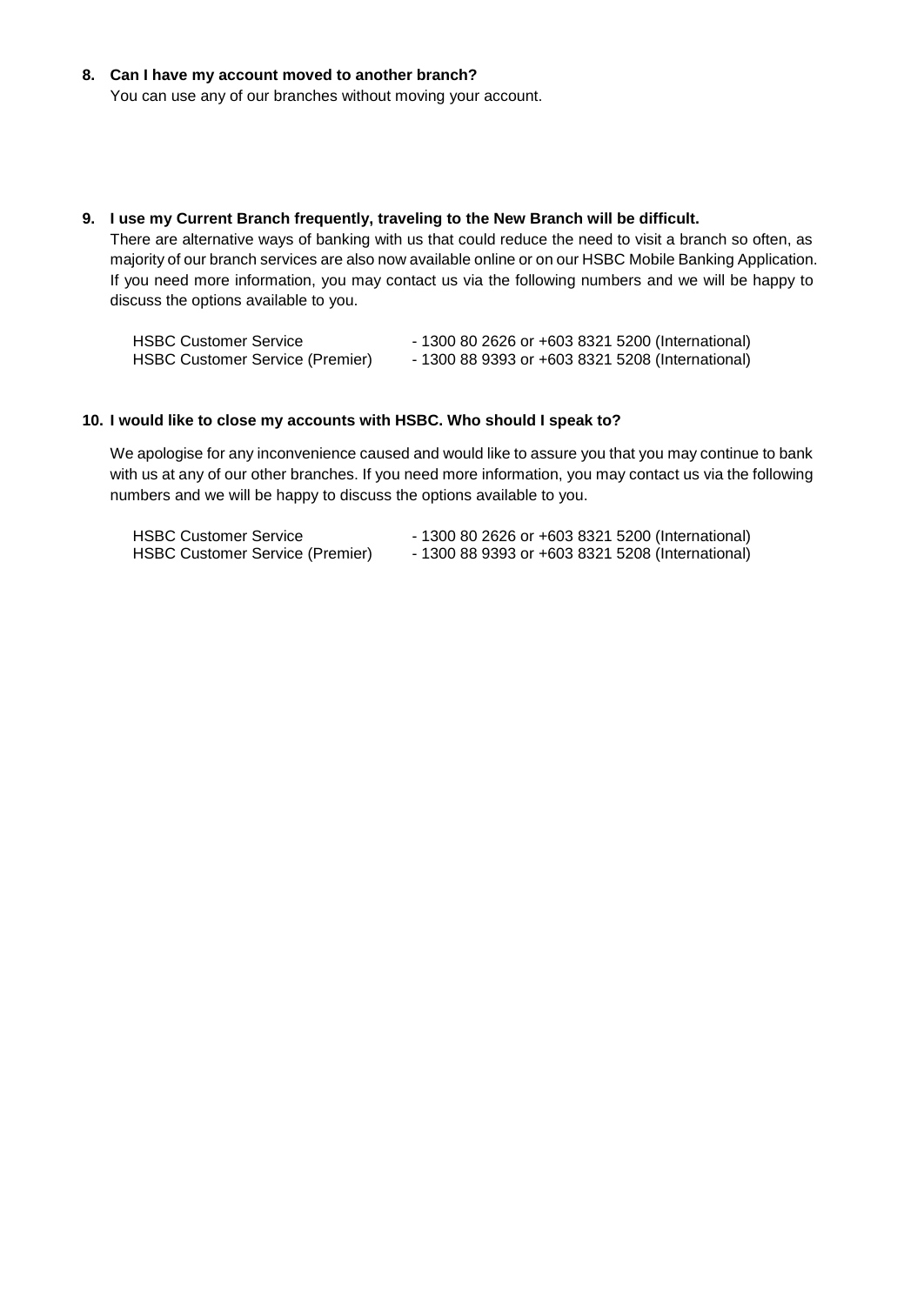**8. Can I have my account moved to another branch?**

You can use any of our branches without moving your account.

**9. I use my Current Branch frequently, traveling to the New Branch will be difficult.**

There are alternative ways of banking with us that could reduce the need to visit a branch so often, as majority of our branch services are also now available online or on our HSBC Mobile Banking Application. If you need more information, you may contact us via the following numbers and we will be happy to discuss the options available to you.

| | |
|---|---|
| HSBC Customer Service | - 1300 80 2626 or +603 8321 5200 (International) |
| HSBC Customer Service (Premier) | - 1300 88 9393 or +603 8321 5208 (International) |

**10. I would like to close my accounts with HSBC. Who should I speak to?**

We apologise for any inconvenience caused and would like to assure you that you may continue to bank with us at any of our other branches. If you need more information, you may contact us via the following numbers and we will be happy to discuss the options available to you.

| | |
|---|---|
| HSBC Customer Service | - 1300 80 2626 or +603 8321 5200 (International) |
| HSBC Customer Service (Premier) | - 1300 88 9393 or +603 8321 5208 (International) |